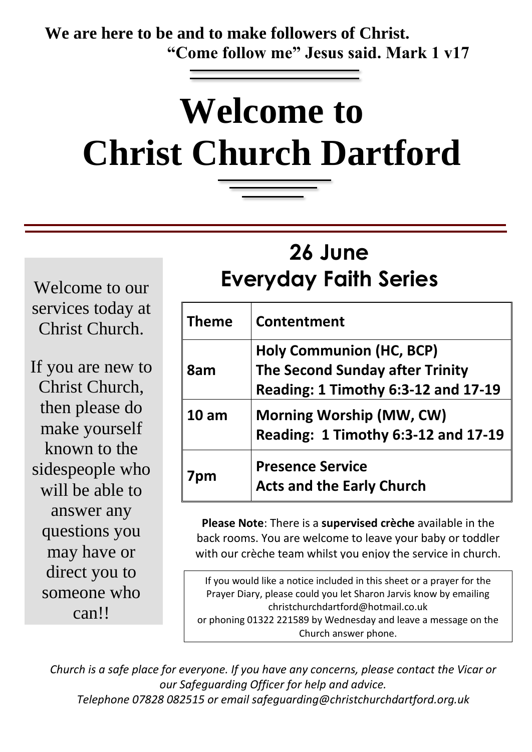**We are here to be and to make followers of Christ.**
**"Come follow me" Jesus said. Mark 1 v17**

# Welcome to Christ Church Dartford

Welcome to our services today at Christ Church.

If you are new to Christ Church, then please do make yourself known to the sidespeople who will be able to answer any questions you may have or direct you to someone who can!!

## 26 June Everyday Faith Series

| **Theme** | **Contentment** |
|---|---|
| **8am** | **Holy Communion (HC, BCP)**<br>**The Second Sunday after Trinity**<br>**Reading: 1 Timothy 6:3-12 and 17-19** |
| **10 am** | **Morning Worship (MW, CW)**<br>**Reading: 1 Timothy 6:3-12 and 17-19** |
| **7pm** | **Presence Service**<br>**Acts and the Early Church** |

**Please Note**: There is a **supervised crèche** available in the back rooms. You are welcome to leave your baby or toddler with our crèche team whilst you enjoy the service in church.

If you would like a notice included in this sheet or a prayer for the Prayer Diary, please could you let Sharon Jarvis know by emailing christchurchdartford@hotmail.co.uk or phoning 01322 221589 by Wednesday and leave a message on the Church answer phone.

*Church is a safe place for everyone. If you have any concerns, please contact the Vicar or our Safeguarding Officer for help and advice.*
*Telephone 07828 082515 or email safeguarding@christchurchdartford.org.uk*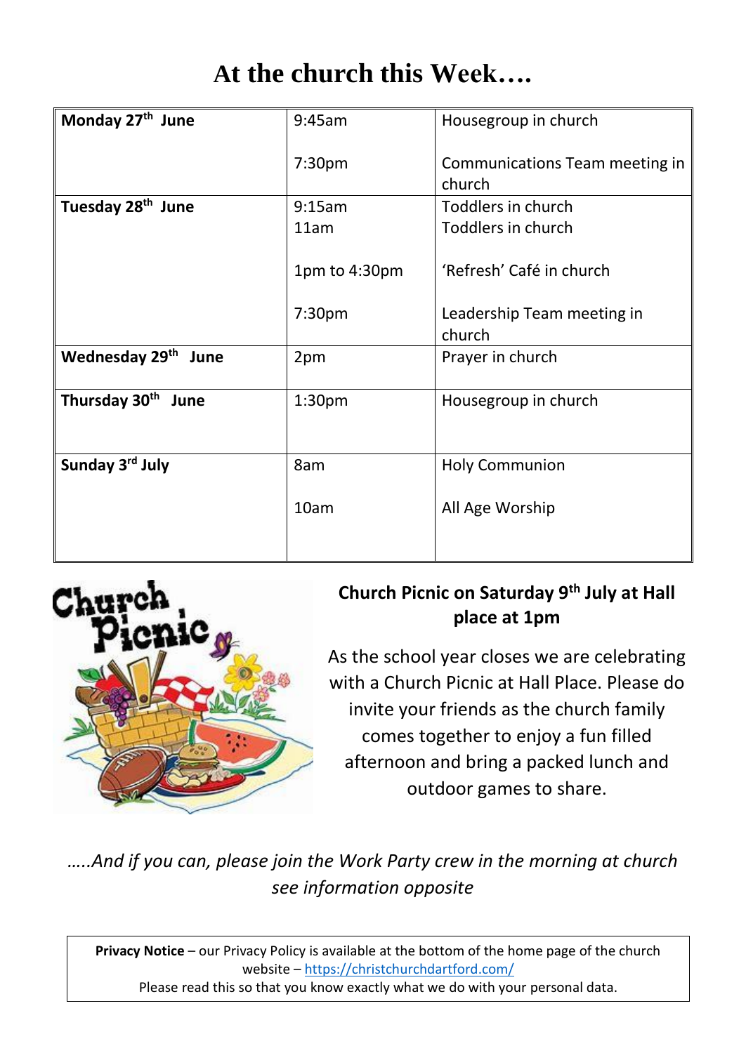# At the church this Week….

| | | |
|---|---|---|
| **Monday 27th June** | 9:45am<br><br>7:30pm | Housegroup in church<br><br>Communications Team meeting in church |
| **Tuesday 28th June** | 9:15am<br>11am<br><br>1pm to 4:30pm<br><br>7:30pm | Toddlers in church<br>Toddlers in church<br><br>'Refresh' Café in church<br><br>Leadership Team meeting in church |
| **Wednesday 29th June** | 2pm | Prayer in church |
| **Thursday 30th June** | 1:30pm | Housegroup in church |
| **Sunday 3rd July** | 8am<br><br>10am | Holy Communion<br><br>All Age Worship |

**Church Picnic on Saturday 9th July at Hall place at 1pm**

As the school year closes we are celebrating with a Church Picnic at Hall Place. Please do invite your friends as the church family comes together to enjoy a fun filled afternoon and bring a packed lunch and outdoor games to share.

*…..And if you can, please join the Work Party crew in the morning at church see information opposite*

**Privacy Notice** – our Privacy Policy is available at the bottom of the home page of the church website – https://christchurchdartford.com/
Please read this so that you know exactly what we do with your personal data.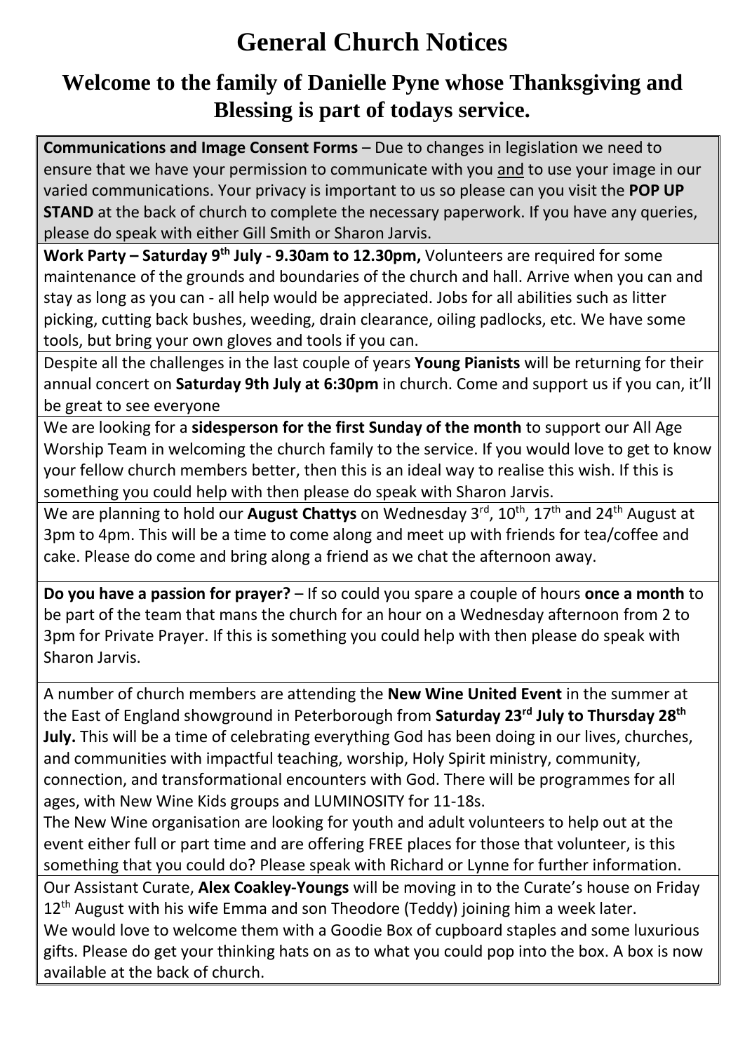# General Church Notices

## Welcome to the family of Danielle Pyne whose Thanksgiving and Blessing is part of todays service.

**Communications and Image Consent Forms** – Due to changes in legislation we need to ensure that we have your permission to communicate with you and to use your image in our varied communications. Your privacy is important to us so please can you visit the **POP UP STAND** at the back of church to complete the necessary paperwork. If you have any queries, please do speak with either Gill Smith or Sharon Jarvis.

**Work Party – Saturday 9th July - 9.30am to 12.30pm,** Volunteers are required for some maintenance of the grounds and boundaries of the church and hall. Arrive when you can and stay as long as you can - all help would be appreciated. Jobs for all abilities such as litter picking, cutting back bushes, weeding, drain clearance, oiling padlocks, etc. We have some tools, but bring your own gloves and tools if you can.

Despite all the challenges in the last couple of years **Young Pianists** will be returning for their annual concert on **Saturday 9th July at 6:30pm** in church. Come and support us if you can, it'll be great to see everyone

We are looking for a **sidesperson for the first Sunday of the month** to support our All Age Worship Team in welcoming the church family to the service. If you would love to get to know your fellow church members better, then this is an ideal way to realise this wish. If this is something you could help with then please do speak with Sharon Jarvis.

We are planning to hold our **August Chattys** on Wednesday 3rd, 10th, 17th and 24th August at 3pm to 4pm. This will be a time to come along and meet up with friends for tea/coffee and cake. Please do come and bring along a friend as we chat the afternoon away.

**Do you have a passion for prayer?** – If so could you spare a couple of hours **once a month** to be part of the team that mans the church for an hour on a Wednesday afternoon from 2 to 3pm for Private Prayer. If this is something you could help with then please do speak with Sharon Jarvis.

A number of church members are attending the **New Wine United Event** in the summer at the East of England showground in Peterborough from **Saturday 23rd July to Thursday 28th July.** This will be a time of celebrating everything God has been doing in our lives, churches, and communities with impactful teaching, worship, Holy Spirit ministry, community, connection, and transformational encounters with God. There will be programmes for all ages, with New Wine Kids groups and LUMINOSITY for 11-18s.
The New Wine organisation are looking for youth and adult volunteers to help out at the event either full or part time and are offering FREE places for those that volunteer, is this something that you could do? Please speak with Richard or Lynne for further information.

Our Assistant Curate, **Alex Coakley-Youngs** will be moving in to the Curate's house on Friday 12th August with his wife Emma and son Theodore (Teddy) joining him a week later.
We would love to welcome them with a Goodie Box of cupboard staples and some luxurious gifts. Please do get your thinking hats on as to what you could pop into the box. A box is now available at the back of church.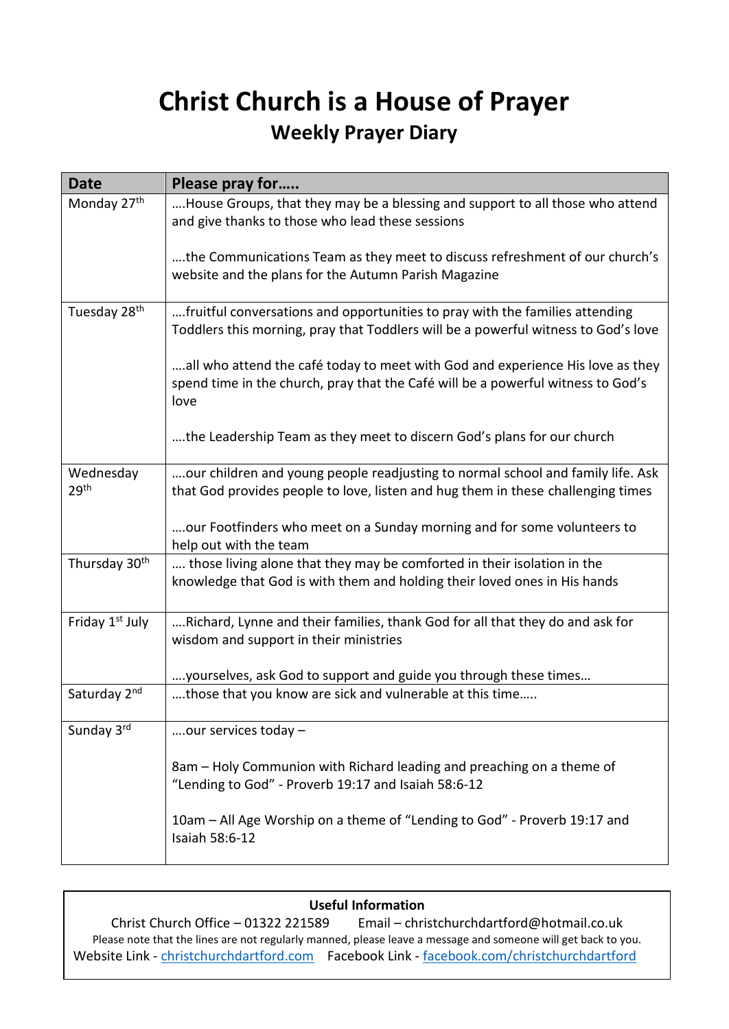# Christ Church is a House of Prayer

## Weekly Prayer Diary

| Date | Please pray for….. |
|---|---|
| Monday 27th | ….House Groups, that they may be a blessing and support to all those who attend and give thanks to those who lead these sessions<br><br>….the Communications Team as they meet to discuss refreshment of our church's website and the plans for the Autumn Parish Magazine |
| Tuesday 28th | ….fruitful conversations and opportunities to pray with the families attending Toddlers this morning, pray that Toddlers will be a powerful witness to God's love<br><br>….all who attend the café today to meet with God and experience His love as they spend time in the church, pray that the Café will be a powerful witness to God's love<br><br>….the Leadership Team as they meet to discern God's plans for our church |
| Wednesday 29th | ….our children and young people readjusting to normal school and family life. Ask that God provides people to love, listen and hug them in these challenging times<br><br>….our Footfinders who meet on a Sunday morning and for some volunteers to help out with the team |
| Thursday 30th | …. those living alone that they may be comforted in their isolation in the knowledge that God is with them and holding their loved ones in His hands |
| Friday 1st July | ….Richard, Lynne and their families, thank God for all that they do and ask for wisdom and support in their ministries<br><br>….yourselves, ask God to support and guide you through these times… |
| Saturday 2nd | ….those that you know are sick and vulnerable at this time….. |
| Sunday 3rd | ….our services today –<br><br>8am – Holy Communion with Richard leading and preaching on a theme of "Lending to God" - Proverb 19:17 and Isaiah 58:6-12<br><br>10am – All Age Worship on a theme of "Lending to God" - Proverb 19:17 and Isaiah 58:6-12 |

**Useful Information**

Christ Church Office – 01322 221589 Email – christchurchdartford@hotmail.co.uk

Please note that the lines are not regularly manned, please leave a message and someone will get back to you.

Website Link - christchurchdartford.com Facebook Link - facebook.com/christchurchdartford